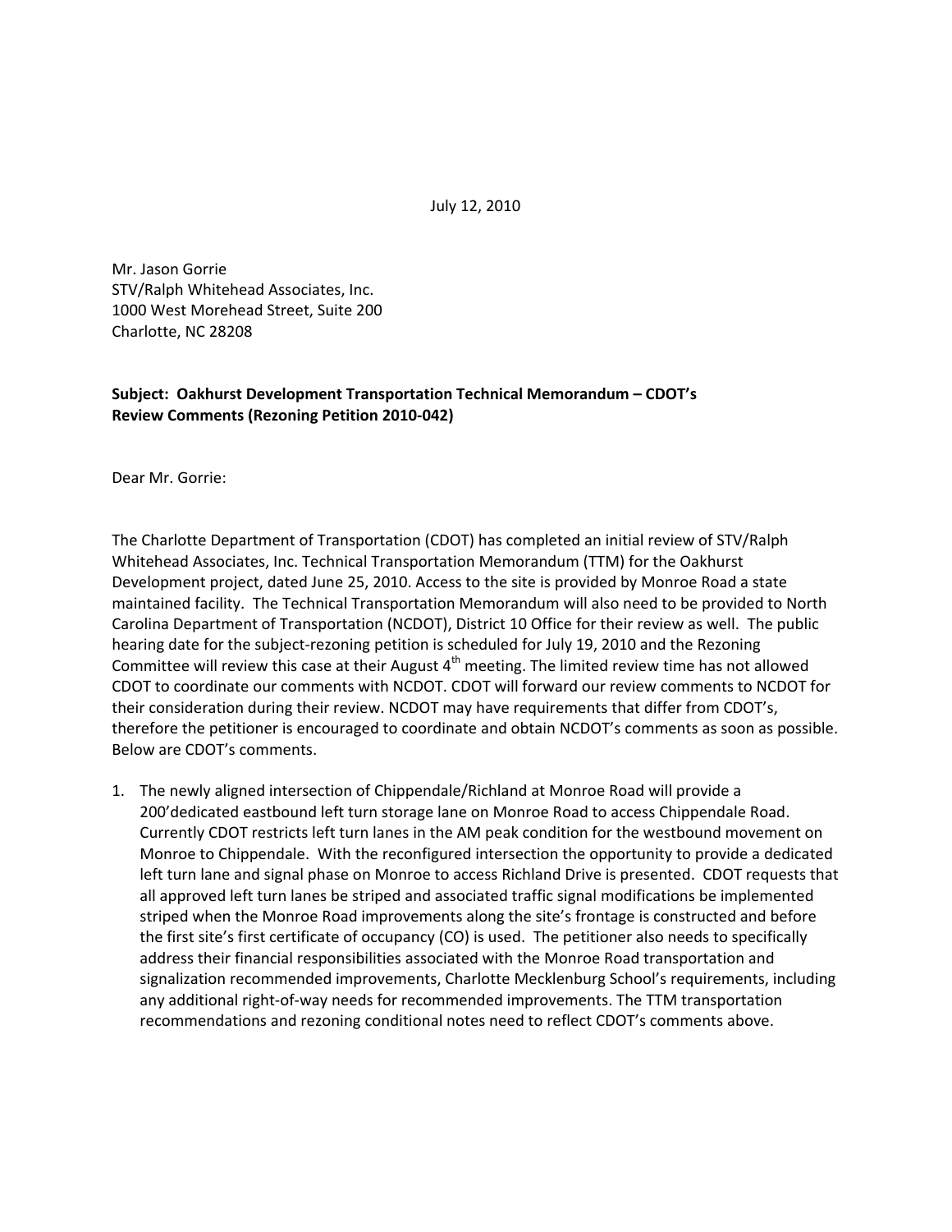July 12, 2010

Mr. Jason Gorrie
STV/Ralph Whitehead Associates, Inc.
1000 West Morehead Street, Suite 200
Charlotte, NC 28208

**Subject: Oakhurst Development Transportation Technical Memorandum – CDOT's Review Comments (Rezoning Petition 2010-042)**

Dear Mr. Gorrie:

The Charlotte Department of Transportation (CDOT) has completed an initial review of STV/Ralph Whitehead Associates, Inc. Technical Transportation Memorandum (TTM) for the Oakhurst Development project, dated June 25, 2010. Access to the site is provided by Monroe Road a state maintained facility. The Technical Transportation Memorandum will also need to be provided to North Carolina Department of Transportation (NCDOT), District 10 Office for their review as well. The public hearing date for the subject-rezoning petition is scheduled for July 19, 2010 and the Rezoning Committee will review this case at their August 4th meeting. The limited review time has not allowed CDOT to coordinate our comments with NCDOT. CDOT will forward our review comments to NCDOT for their consideration during their review. NCDOT may have requirements that differ from CDOT's, therefore the petitioner is encouraged to coordinate and obtain NCDOT's comments as soon as possible. Below are CDOT's comments.

1. The newly aligned intersection of Chippendale/Richland at Monroe Road will provide a 200'dedicated eastbound left turn storage lane on Monroe Road to access Chippendale Road. Currently CDOT restricts left turn lanes in the AM peak condition for the westbound movement on Monroe to Chippendale. With the reconfigured intersection the opportunity to provide a dedicated left turn lane and signal phase on Monroe to access Richland Drive is presented. CDOT requests that all approved left turn lanes be striped and associated traffic signal modifications be implemented striped when the Monroe Road improvements along the site's frontage is constructed and before the first site's first certificate of occupancy (CO) is used. The petitioner also needs to specifically address their financial responsibilities associated with the Monroe Road transportation and signalization recommended improvements, Charlotte Mecklenburg School's requirements, including any additional right-of-way needs for recommended improvements. The TTM transportation recommendations and rezoning conditional notes need to reflect CDOT's comments above.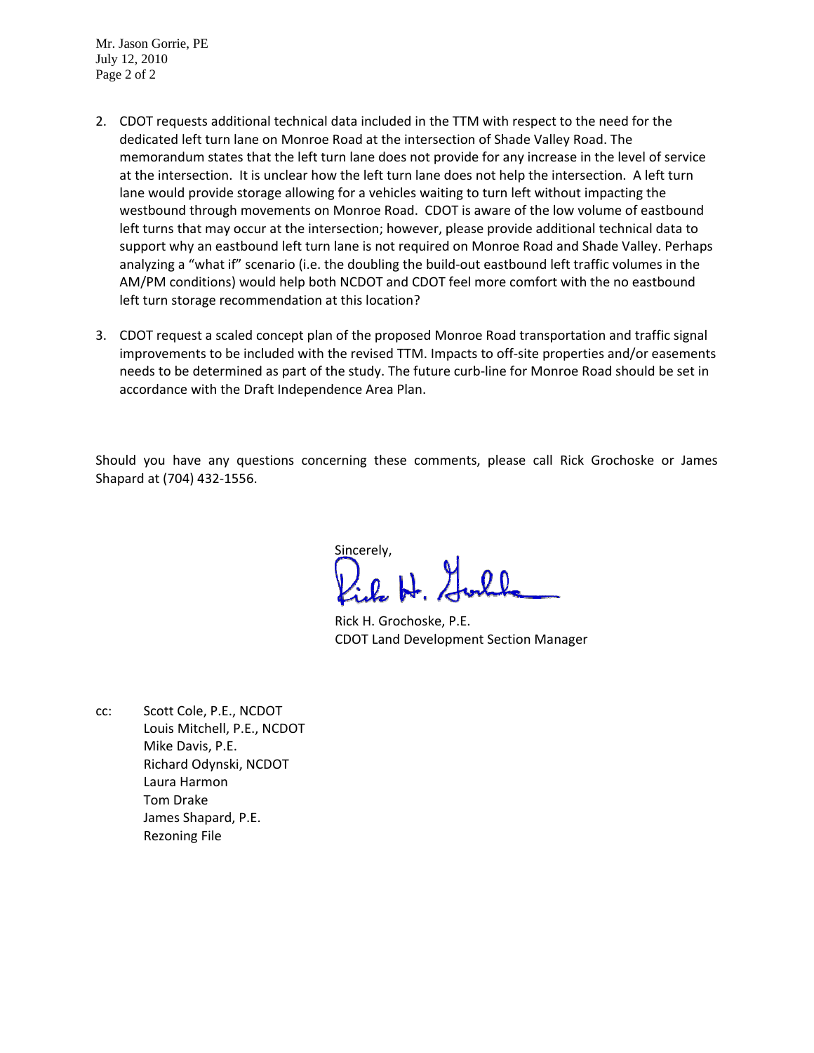2. CDOT requests additional technical data included in the TTM with respect to the need for the dedicated left turn lane on Monroe Road at the intersection of Shade Valley Road. The memorandum states that the left turn lane does not provide for any increase in the level of service at the intersection. It is unclear how the left turn lane does not help the intersection. A left turn lane would provide storage allowing for a vehicles waiting to turn left without impacting the westbound through movements on Monroe Road. CDOT is aware of the low volume of eastbound left turns that may occur at the intersection; however, please provide additional technical data to support why an eastbound left turn lane is not required on Monroe Road and Shade Valley. Perhaps analyzing a "what if" scenario (i.e. the doubling the build-out eastbound left traffic volumes in the AM/PM conditions) would help both NCDOT and CDOT feel more comfort with the no eastbound left turn storage recommendation at this location?

3. CDOT request a scaled concept plan of the proposed Monroe Road transportation and traffic signal improvements to be included with the revised TTM. Impacts to off-site properties and/or easements needs to be determined as part of the study. The future curb-line for Monroe Road should be set in accordance with the Draft Independence Area Plan.

Should you have any questions concerning these comments, please call Rick Grochoske or James Shapard at (704) 432-1556.

Sincerely,

Rick H. Grochoske

Rick H. Grochoske, P.E.
CDOT Land Development Section Manager

cc: Scott Cole, P.E., NCDOT
Louis Mitchell, P.E., NCDOT
Mike Davis, P.E.
Richard Odynski, NCDOT
Laura Harmon
Tom Drake
James Shapard, P.E.
Rezoning File